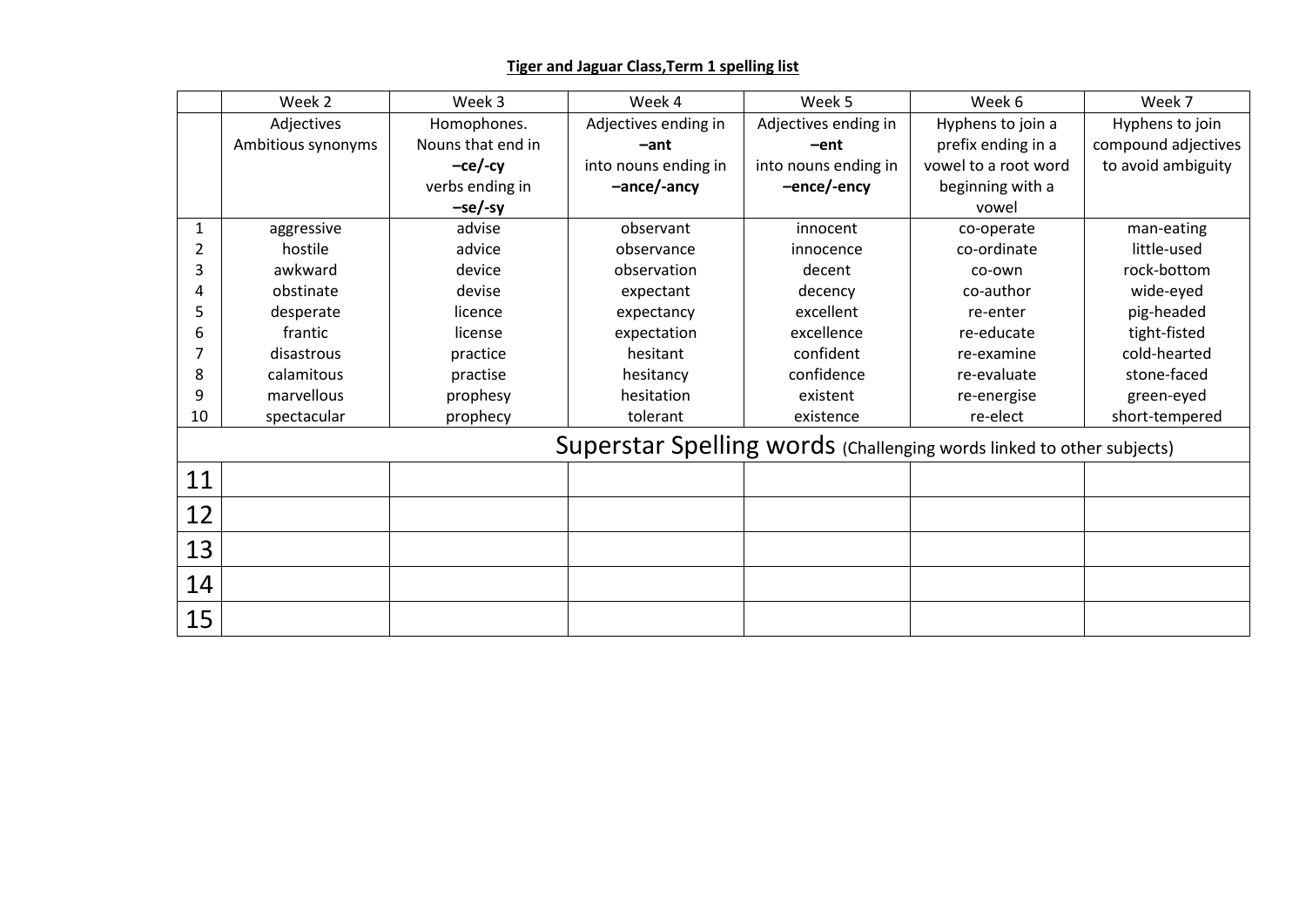**Tiger and Jaguar Class,Term 1 spelling list**

| | Week 2 | Week 3 | Week 4 | Week 5 | Week 6 | Week 7 |
|---|---|---|---|---|---|---|
| | Adjectives Ambitious synonyms | Homophones. Nouns that end in **–ce/-cy** verbs ending in **–se/-sy** | Adjectives ending in **–ant** into nouns ending in **–ance/-ancy** | Adjectives ending in **–ent** into nouns ending in **–ence/-ency** | Hyphens to join a prefix ending in a vowel to a root word beginning with a vowel | Hyphens to join compound adjectives to avoid ambiguity |
| 1 | aggressive | advise | observant | innocent | co-operate | man-eating |
| 2 | hostile | advice | observance | innocence | co-ordinate | little-used |
| 3 | awkward | device | observation | decent | co-own | rock-bottom |
| 4 | obstinate | devise | expectant | decency | co-author | wide-eyed |
| 5 | desperate | licence | expectancy | excellent | re-enter | pig-headed |
| 6 | frantic | license | expectation | excellence | re-educate | tight-fisted |
| 7 | disastrous | practice | hesitant | confident | re-examine | cold-hearted |
| 8 | calamitous | practise | hesitancy | confidence | re-evaluate | stone-faced |
| 9 | marvellous | prophesy | hesitation | existent | re-energise | green-eyed |
| 10 | spectacular | prophecy | tolerant | existence | re-elect | short-tempered |
| Superstar Spelling words (Challenging words linked to other subjects) | | | | | | |
| 11 | | | | | | |
| 12 | | | | | | |
| 13 | | | | | | |
| 14 | | | | | | |
| 15 | | | | | | |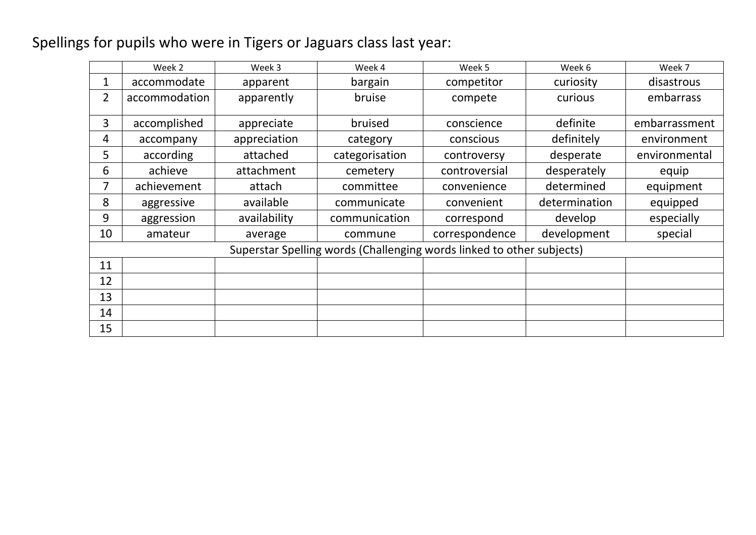Spellings for pupils who were in Tigers or Jaguars class last year:

| | Week 2 | Week 3 | Week 4 | Week 5 | Week 6 | Week 7 |
|---|---|---|---|---|---|---|
| 1 | accommodate | apparent | bargain | competitor | curiosity | disastrous |
| 2 | accommodation | apparently | bruise | compete | curious | embarrass |
| 3 | accomplished | appreciate | bruised | conscience | definite | embarrassment |
| 4 | accompany | appreciation | category | conscious | definitely | environment |
| 5 | according | attached | categorisation | controversy | desperate | environmental |
| 6 | achieve | attachment | cemetery | controversial | desperately | equip |
| 7 | achievement | attach | committee | convenience | determined | equipment |
| 8 | aggressive | available | communicate | convenient | determination | equipped |
| 9 | aggression | availability | communication | correspond | develop | especially |
| 10 | amateur | average | commune | correspondence | development | special |
| Superstar Spelling words (Challenging words linked to other subjects) | | | | | | |
| 11 | | | | | | |
| 12 | | | | | | |
| 13 | | | | | | |
| 14 | | | | | | |
| 15 | | | | | | |